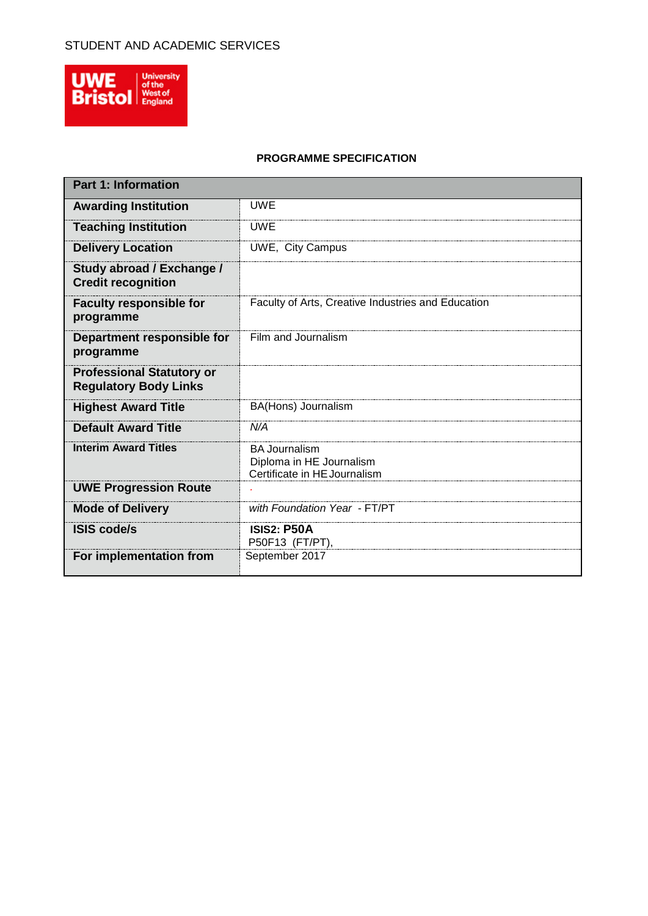STUDENT AND ACADEMIC SERVICES

UWE Bristol | University of the West of England

**PROGRAMME SPECIFICATION**

| **Part 1: Information** | |
|---|---|
| **Awarding Institution** | UWE |
| **Teaching Institution** | UWE |
| **Delivery Location** | UWE, City Campus |
| **Study abroad / Exchange / Credit recognition** | |
| **Faculty responsible for programme** | Faculty of Arts, Creative Industries and Education |
| **Department responsible for programme** | Film and Journalism |
| **Professional Statutory or Regulatory Body Links** | |
| **Highest Award Title** | BA(Hons) Journalism |
| **Default Award Title** | *N/A* |
| **Interim Award Titles** | BA Journalism<br>Diploma in HE Journalism<br>Certificate in HE Journalism |
| **UWE Progression Route** | . |
| **Mode of Delivery** | *with Foundation Year* - FT/PT |
| **ISIS code/s** | **ISIS2: P50A**<br>P50F13 (FT/PT), |
| **For implementation from** | September 2017 |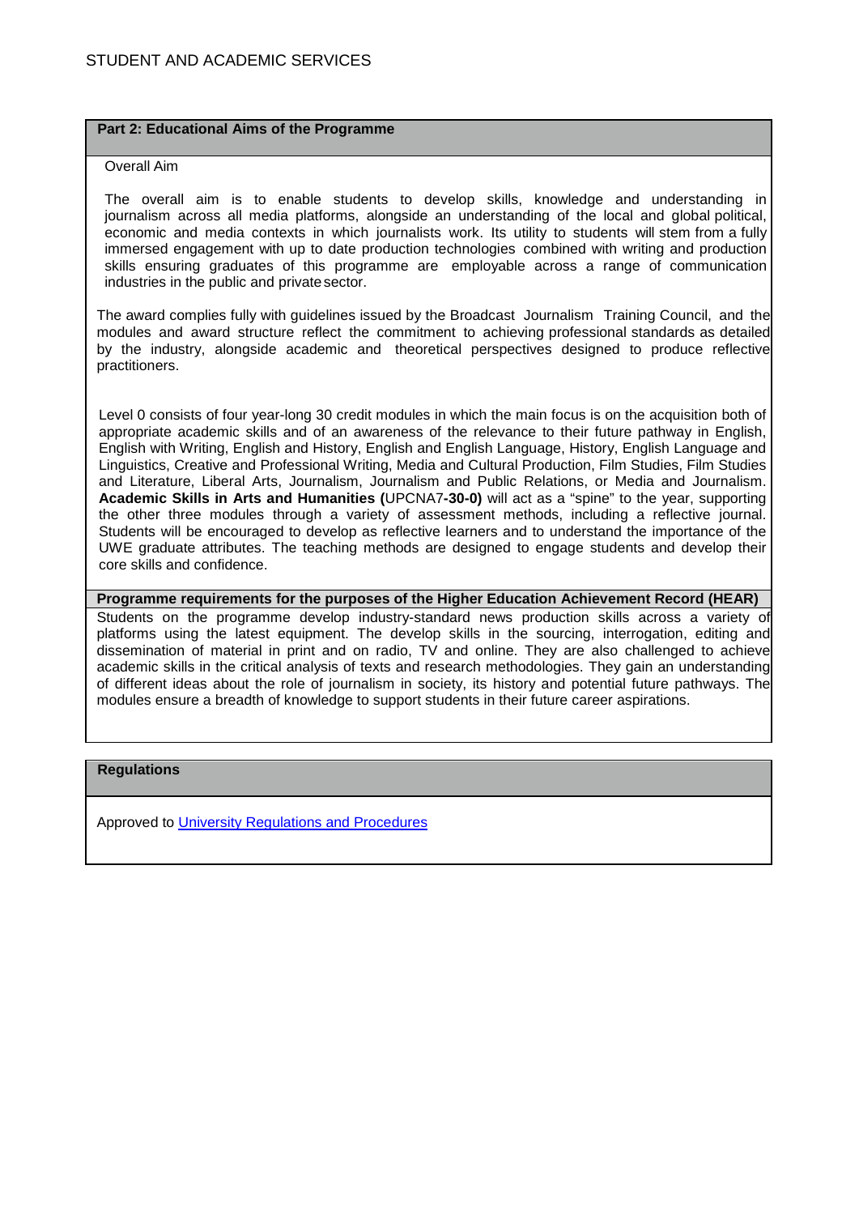## Part 2: Educational Aims of the Programme

Overall Aim

The overall aim is to enable students to develop skills, knowledge and understanding in journalism across all media platforms, alongside an understanding of the local and global political, economic and media contexts in which journalists work. Its utility to students will stem from a fully immersed engagement with up to date production technologies combined with writing and production skills ensuring graduates of this programme are employable across a range of communication industries in the public and private sector.

The award complies fully with guidelines issued by the Broadcast Journalism Training Council, and the modules and award structure reflect the commitment to achieving professional standards as detailed by the industry, alongside academic and theoretical perspectives designed to produce reflective practitioners.

Level 0 consists of four year-long 30 credit modules in which the main focus is on the acquisition both of appropriate academic skills and of an awareness of the relevance to their future pathway in English, English with Writing, English and History, English and English Language, History, English Language and Linguistics, Creative and Professional Writing, Media and Cultural Production, Film Studies, Film Studies and Literature, Liberal Arts, Journalism, Journalism and Public Relations, or Media and Journalism. **Academic Skills in Arts and Humanities (**UPCNA7**-30-0)** will act as a "spine" to the year, supporting the other three modules through a variety of assessment methods, including a reflective journal. Students will be encouraged to develop as reflective learners and to understand the importance of the UWE graduate attributes. The teaching methods are designed to engage students and develop their core skills and confidence.

### Programme requirements for the purposes of the Higher Education Achievement Record (HEAR)

Students on the programme develop industry-standard news production skills across a variety of platforms using the latest equipment. The develop skills in the sourcing, interrogation, editing and dissemination of material in print and on radio, TV and online. They are also challenged to achieve academic skills in the critical analysis of texts and research methodologies. They gain an understanding of different ideas about the role of journalism in society, its history and potential future pathways. The modules ensure a breadth of knowledge to support students in their future career aspirations.

## Regulations

Approved to [University Regulations and Procedures]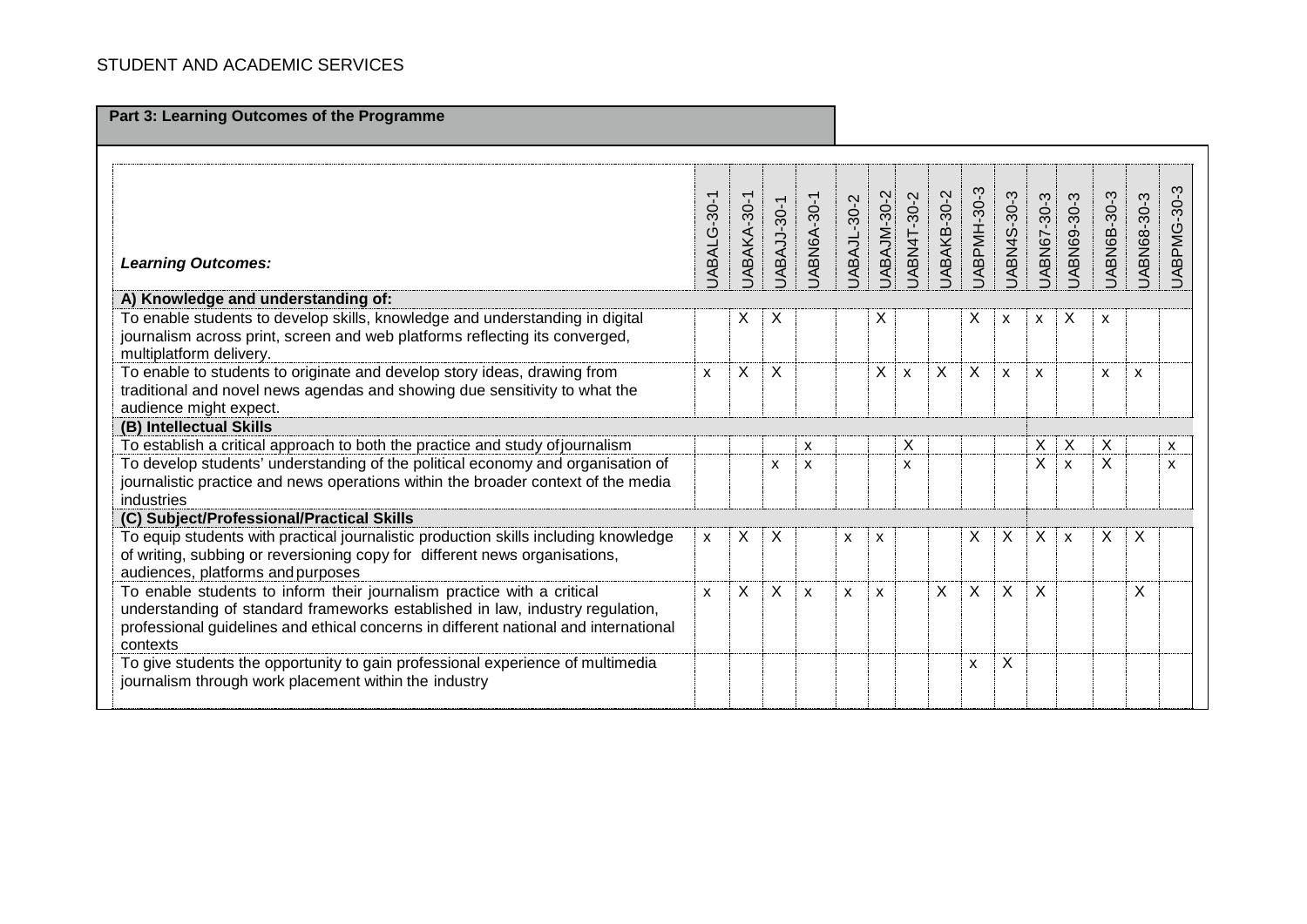## Part 3: Learning Outcomes of the Programme

| *Learning Outcomes:* | UABALG-30-1 | UABAKA-30-1 | UABAJJ-30-1 | UABN6A-30-1 | UABAJL-30-2 | UABAJM-30-2 | UABN4T-30-2 | UABAKB-30-2 | UABPMH-30-3 | UABN4S-30-3 | UABN67-30-3 | UABN69-30-3 | UABN6B-30-3 | UABN68-30-3 | UABPMG-30-3 |
|---|---|---|---|---|---|---|---|---|---|---|---|---|---|---|---|
| **A) Knowledge and understanding of:** | | | | | | | | | | | | | | | |
| To enable students to develop skills, knowledge and understanding in digital journalism across print, screen and web platforms reflecting its converged, multiplatform delivery. | | X | X | | | X | | | X | x | x | X | x | | |
| To enable to students to originate and develop story ideas, drawing from traditional and novel news agendas and showing due sensitivity to what the audience might expect. | x | X | X | | | X | x | X | X | x | x | | x | x | |
| **(B) Intellectual Skills** | | | | | | | | | | | | | | | |
| To establish a critical approach to both the practice and study of journalism | | | | x | | | X | | | | X | X | X | | x |
| To develop students' understanding of the political economy and organisation of journalistic practice and news operations within the broader context of the media industries | | | x | x | | | x | | | | X | x | X | | x |
| **(C) Subject/Professional/Practical Skills** | | | | | | | | | | | | | | | |
| To equip students with practical journalistic production skills including knowledge of writing, subbing or reversioning copy for different news organisations, audiences, platforms and purposes | x | X | X | | x | x | | | X | X | X | x | X | X | |
| To enable students to inform their journalism practice with a critical understanding of standard frameworks established in law, industry regulation, professional guidelines and ethical concerns in different national and international contexts | x | X | X | x | x | x | | X | X | X | X | | | X | |
| To give students the opportunity to gain professional experience of multimedia journalism through work placement within the industry | | | | | | | | | x | X | | | | | |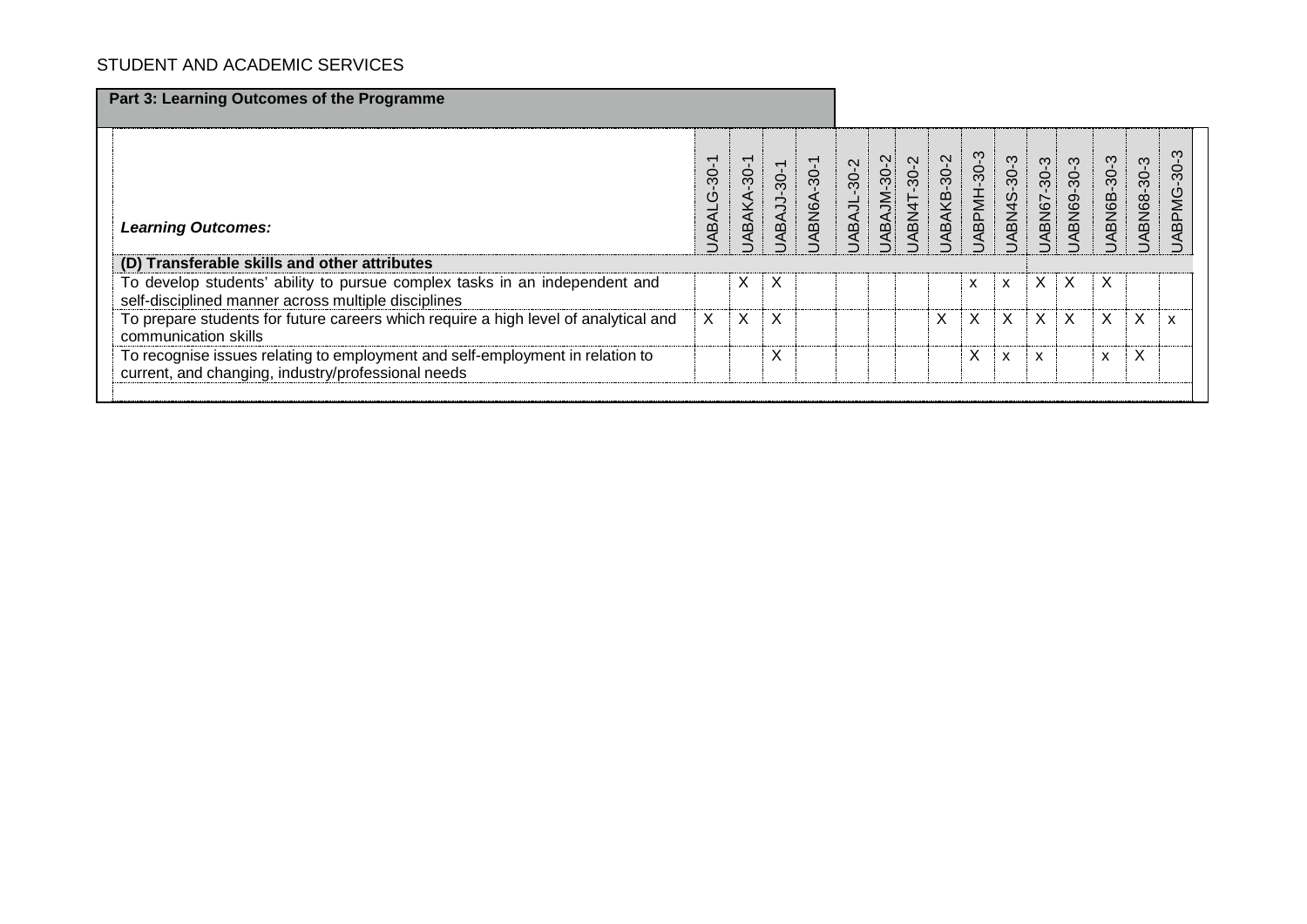**Part 3: Learning Outcomes of the Programme**

| *Learning Outcomes:* | UABALG-30-1 | UABAKA-30-1 | UABAJJ-30-1 | UABN6A-30-1 | UABAJL-30-2 | UABAJM-30-2 | UABN4T-30-2 | UABAKB-30-2 | UABPMH-30-3 | UABN4S-30-3 | UABN67-30-3 | UABN69-30-3 | UABN6B-30-3 | UABN68-30-3 | UABPMG-30-3 |
|---|---|---|---|---|---|---|---|---|---|---|---|---|---|---|---|
| **(D) Transferable skills and other attributes** | | | | | | | | | | | | | | | |
| To develop students' ability to pursue complex tasks in an independent and self-disciplined manner across multiple disciplines | | X | X | | | | | | x | x | X | X | X | | |
| To prepare students for future careers which require a high level of analytical and communication skills | X | X | X | | | | | X | X | X | X | X | X | X | x |
| To recognise issues relating to employment and self-employment in relation to current, and changing, industry/professional needs | | | X | | | | | | X | x | x | | x | X | |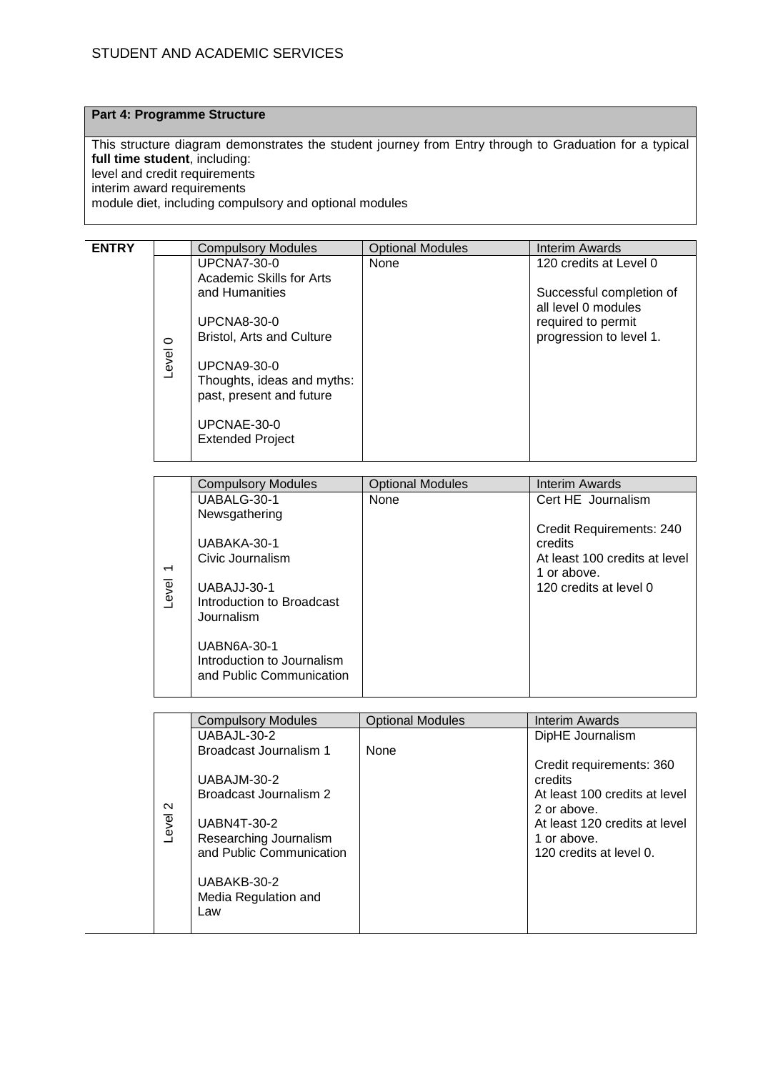**Part 4: Programme Structure**

This structure diagram demonstrates the student journey from Entry through to Graduation for a typical **full time student**, including:
level and credit requirements
interim award requirements
module diet, including compulsory and optional modules

| ENTRY | | Compulsory Modules | Optional Modules | Interim Awards |
|---|---|---|---|---|
| | Level 0 | UPCNA7-30-0 Academic Skills for Arts and Humanities<br><br>UPCNA8-30-0 Bristol, Arts and Culture<br><br>UPCNA9-30-0 Thoughts, ideas and myths: past, present and future<br><br>UPCNAE-30-0 Extended Project | None | 120 credits at Level 0<br><br>Successful completion of all level 0 modules required to permit progression to level 1. |

| | Compulsory Modules | Optional Modules | Interim Awards |
|---|---|---|---|
| Level 1 | UABALG-30-1 Newsgathering<br><br>UABAKA-30-1 Civic Journalism<br><br>UABAJJ-30-1 Introduction to Broadcast Journalism<br><br>UABN6A-30-1 Introduction to Journalism and Public Communication | None | Cert HE Journalism<br><br>Credit Requirements: 240 credits<br>At least 100 credits at level 1 or above.<br>120 credits at level 0 |

| | Compulsory Modules | Optional Modules | Interim Awards |
|---|---|---|---|
| Level 2 | UABAJL-30-2 Broadcast Journalism 1<br><br>UABAJM-30-2 Broadcast Journalism 2<br><br>UABN4T-30-2 Researching Journalism and Public Communication<br><br>UABAKB-30-2 Media Regulation and Law | None | DipHE Journalism<br><br>Credit requirements: 360 credits<br>At least 100 credits at level 2 or above.<br>At least 120 credits at level 1 or above.<br>120 credits at level 0. |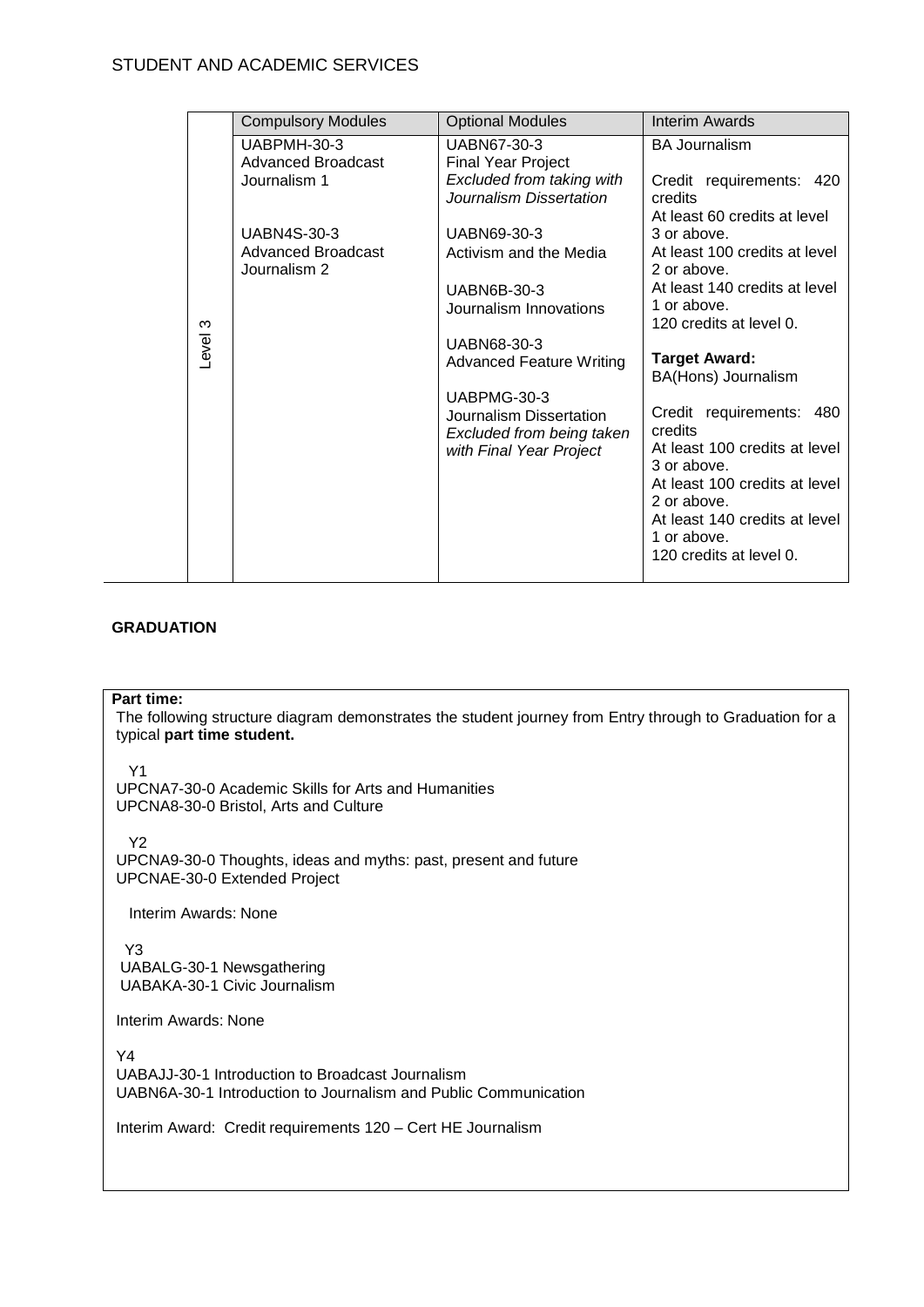| | Compulsory Modules | Optional Modules | Interim Awards |
|---|---|---|---|
| Level 3 | UABPMH-30-3<br>Advanced Broadcast Journalism 1<br><br>UABN4S-30-3<br>Advanced Broadcast Journalism 2 | UABN67-30-3<br>Final Year Project<br>*Excluded from taking with Journalism Dissertation*<br><br>UABN69-30-3<br>Activism and the Media<br><br>UABN6B-30-3<br>Journalism Innovations<br><br>UABN68-30-3<br>Advanced Feature Writing<br><br>UABPMG-30-3<br>Journalism Dissertation<br>*Excluded from being taken with Final Year Project* | BA Journalism<br><br>Credit requirements: 420 credits<br>At least 60 credits at level 3 or above.<br>At least 100 credits at level 2 or above.<br>At least 140 credits at level 1 or above.<br>120 credits at level 0.<br><br>**Target Award:**<br>BA(Hons) Journalism<br><br>Credit requirements: 480 credits<br>At least 100 credits at level 3 or above.<br>At least 100 credits at level 2 or above.<br>At least 140 credits at level 1 or above.<br>120 credits at level 0. |

**GRADUATION**

**Part time:**

The following structure diagram demonstrates the student journey from Entry through to Graduation for a typical **part time student.**

Y1
UPCNA7-30-0 Academic Skills for Arts and Humanities
UPCNA8-30-0 Bristol, Arts and Culture

Y2
UPCNA9-30-0 Thoughts, ideas and myths: past, present and future
UPCNAE-30-0 Extended Project

Interim Awards: None

Y3
UABALG-30-1 Newsgathering
UABAKA-30-1 Civic Journalism

Interim Awards: None

Y4
UABAJJ-30-1 Introduction to Broadcast Journalism
UABN6A-30-1 Introduction to Journalism and Public Communication

Interim Award: Credit requirements 120 – Cert HE Journalism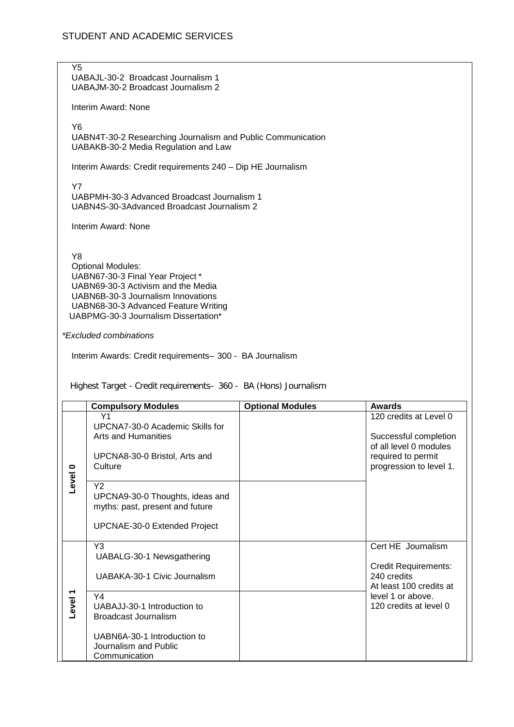Y5
UABAJL-30-2 Broadcast Journalism 1
UABAJM-30-2 Broadcast Journalism 2

Interim Award: None

Y6
UABN4T-30-2 Researching Journalism and Public Communication
UABAKB-30-2 Media Regulation and Law

Interim Awards: Credit requirements 240 – Dip HE Journalism

Y7
UABPMH-30-3 Advanced Broadcast Journalism 1
UABN4S-30-3Advanced Broadcast Journalism 2

Interim Award: None

Y8
Optional Modules:
UABN67-30-3 Final Year Project *
UABN69-30-3 Activism and the Media
UABN6B-30-3 Journalism Innovations
UABN68-30-3 Advanced Feature Writing
UABPMG-30-3 Journalism Dissertation*

*Excluded combinations*

Interim Awards: Credit requirements– 300 - BA Journalism

Highest Target - Credit requirements– 360 - BA (Hons) Journalism

| | Compulsory Modules | Optional Modules | Awards |
|---|---|---|---|
| Level 0 | Y1<br>UPCNA7-30-0 Academic Skills for Arts and Humanities<br><br>UPCNA8-30-0 Bristol, Arts and Culture | | 120 credits at Level 0<br><br>Successful completion of all level 0 modules required to permit progression to level 1. |
| | Y2<br>UPCNA9-30-0 Thoughts, ideas and myths: past, present and future<br><br>UPCNAE-30-0 Extended Project | | |
| Level 1 | Y3<br>UABALG-30-1 Newsgathering<br><br>UABAKA-30-1 Civic Journalism | | Cert HE Journalism<br><br>Credit Requirements: 240 credits<br>At least 100 credits at level 1 or above.<br>120 credits at level 0 |
| | Y4<br>UABAJJ-30-1 Introduction to Broadcast Journalism<br><br>UABN6A-30-1 Introduction to Journalism and Public Communication | | |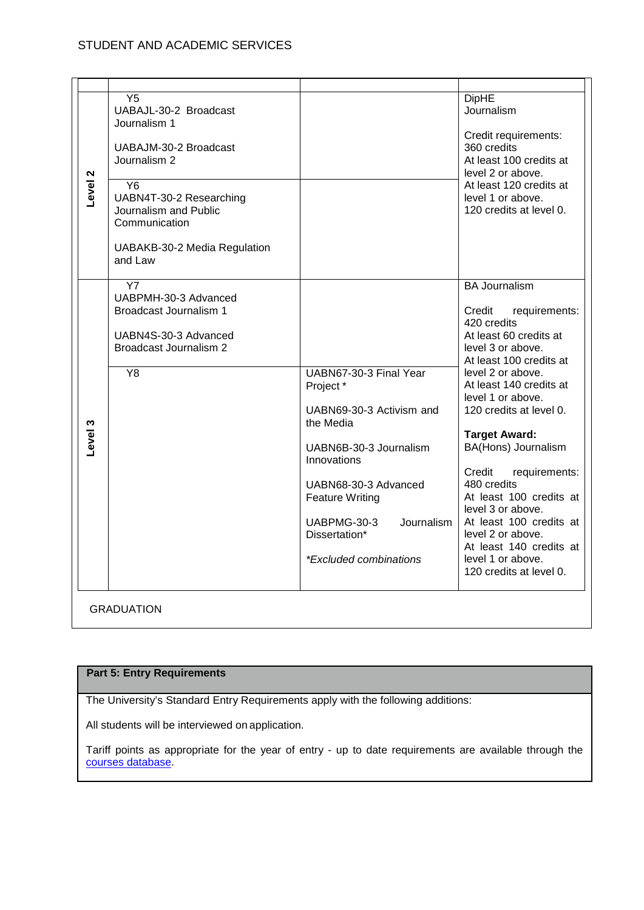| | | | |
|---|---|---|---|
| Level 2 | Y5<br>UABAJL-30-2 Broadcast Journalism 1<br><br>UABAJM-30-2 Broadcast Journalism 2 | | DipHE Journalism<br><br>Credit requirements:<br>360 credits<br>At least 100 credits at level 2 or above.<br>At least 120 credits at level 1 or above.<br>120 credits at level 0. |
| | Y6<br>UABN4T-30-2 Researching Journalism and Public Communication<br><br>UABAKB-30-2 Media Regulation and Law | | |
| Level 3 | Y7<br>UABPMH-30-3 Advanced Broadcast Journalism 1<br><br>UABN4S-30-3 Advanced Broadcast Journalism 2 | | BA Journalism<br><br>Credit requirements:<br>420 credits<br>At least 60 credits at level 3 or above.<br>At least 100 credits at level 2 or above.<br>At least 140 credits at level 1 or above.<br>120 credits at level 0.<br><br>**Target Award:**<br>BA(Hons) Journalism<br><br>Credit requirements:<br>480 credits<br>At least 100 credits at level 3 or above.<br>At least 100 credits at level 2 or above.<br>At least 140 credits at level 1 or above.<br>120 credits at level 0. |
| | Y8 | UABN67-30-3 Final Year Project *<br><br>UABN69-30-3 Activism and the Media<br><br>UABN6B-30-3 Journalism Innovations<br><br>UABN68-30-3 Advanced Feature Writing<br><br>UABPMG-30-3 Journalism Dissertation*<br><br>*\*Excluded combinations* | |

GRADUATION

## Part 5: Entry Requirements

The University's Standard Entry Requirements apply with the following additions:

All students will be interviewed on application.

Tariff points as appropriate for the year of entry - up to date requirements are available through the courses database.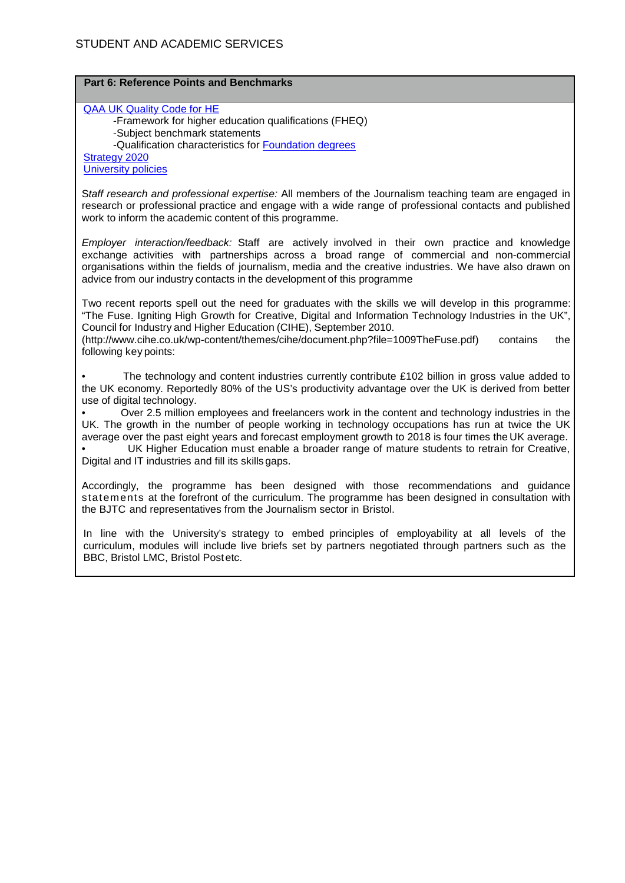## Part 6: Reference Points and Benchmarks

QAA UK Quality Code for HE

- -Framework for higher education qualifications (FHEQ)
- -Subject benchmark statements
- -Qualification characteristics for Foundation degrees

Strategy 2020

University policies

S*taff research and professional expertise:* All members of the Journalism teaching team are engaged in research or professional practice and engage with a wide range of professional contacts and published work to inform the academic content of this programme.

*Employer interaction/feedback:* Staff are actively involved in their own practice and knowledge exchange activities with partnerships across a broad range of commercial and non-commercial organisations within the fields of journalism, media and the creative industries. We have also drawn on advice from our industry contacts in the development of this programme

Two recent reports spell out the need for graduates with the skills we will develop in this programme: "The Fuse. Igniting High Growth for Creative, Digital and Information Technology Industries in the UK", Council for Industry and Higher Education (CIHE), September 2010. (http://www.cihe.co.uk/wp-content/themes/cihe/document.php?file=1009TheFuse.pdf) contains the following key points:

- The technology and content industries currently contribute £102 billion in gross value added to the UK economy. Reportedly 80% of the US's productivity advantage over the UK is derived from better use of digital technology.
- Over 2.5 million employees and freelancers work in the content and technology industries in the UK. The growth in the number of people working in technology occupations has run at twice the UK average over the past eight years and forecast employment growth to 2018 is four times the UK average.
- UK Higher Education must enable a broader range of mature students to retrain for Creative, Digital and IT industries and fill its skills gaps.

Accordingly, the programme has been designed with those recommendations and guidance statements at the forefront of the curriculum. The programme has been designed in consultation with the BJTC and representatives from the Journalism sector in Bristol.

In line with the University's strategy to embed principles of employability at all levels of the curriculum, modules will include live briefs set by partners negotiated through partners such as the BBC, Bristol LMC, Bristol Post etc.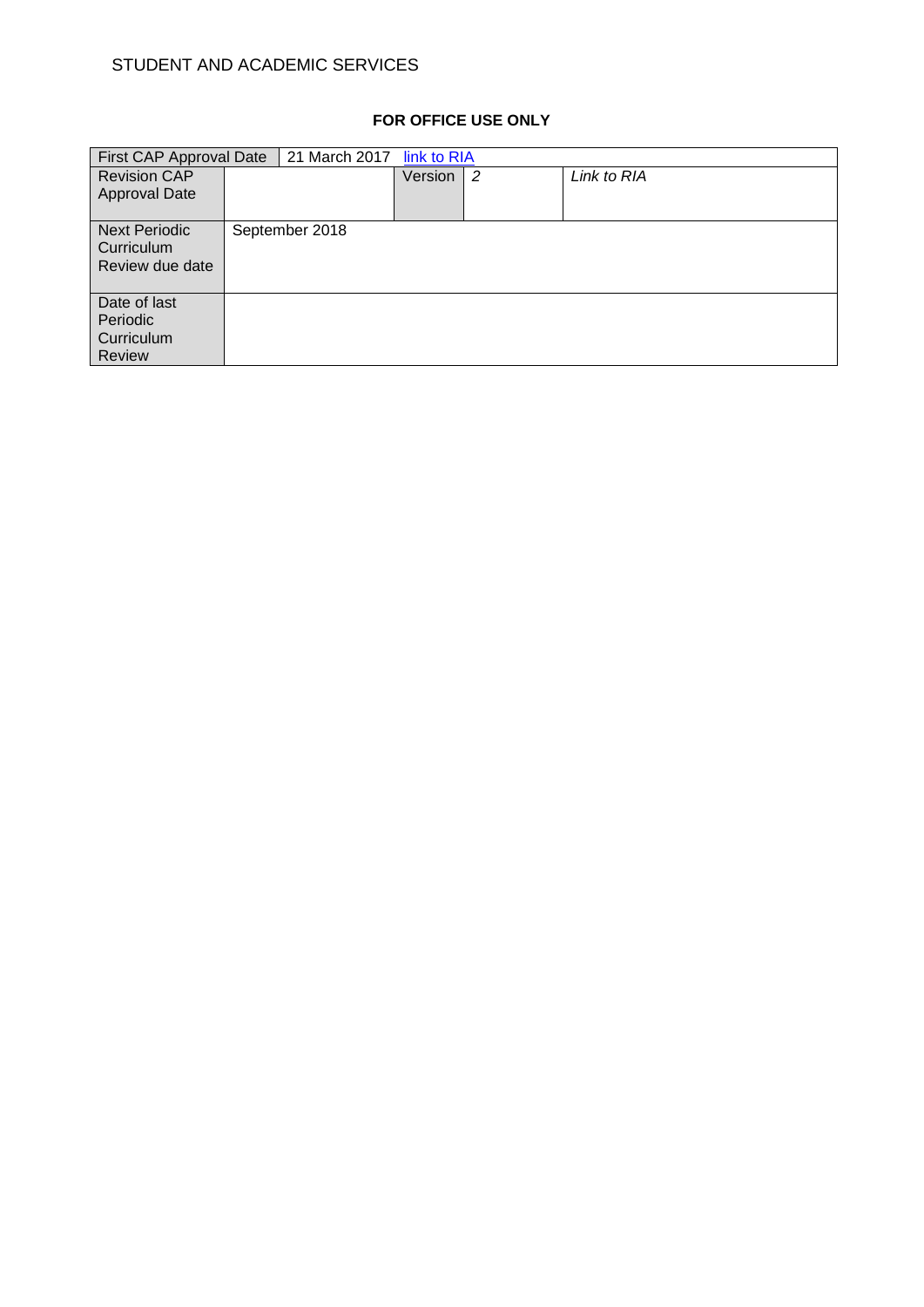STUDENT AND ACADEMIC SERVICES

**FOR OFFICE USE ONLY**

| | | | | |
|---|---|---|---|---|
| First CAP Approval Date | 21 March 2017 [link to RIA] | | | |
| Revision CAP Approval Date | | Version | *2* | *Link to RIA* |
| Next Periodic Curriculum Review due date | September 2018 | | | |
| Date of last Periodic Curriculum Review | | | | |